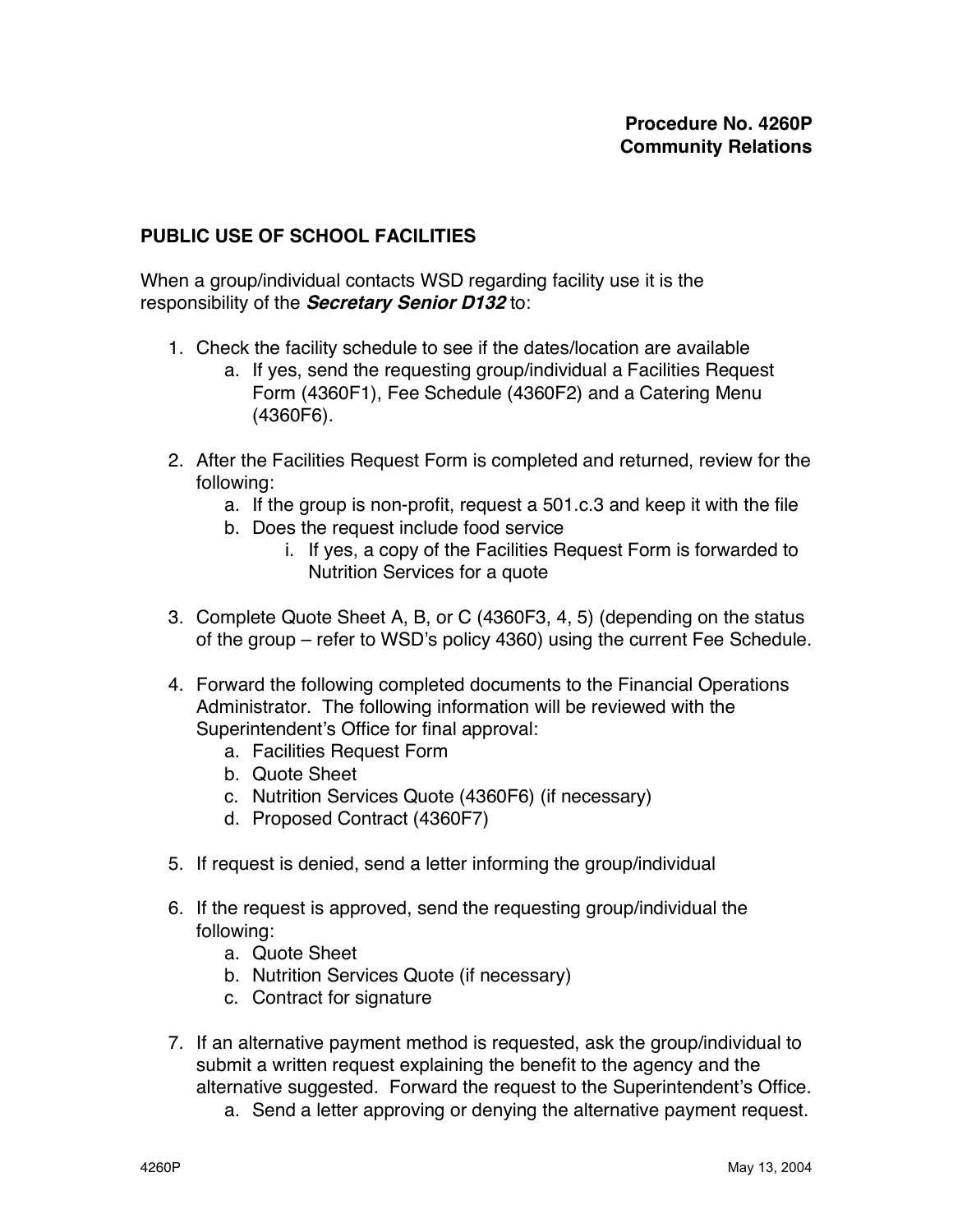**Procedure No. 4260P**
**Community Relations**

## PUBLIC USE OF SCHOOL FACILITIES

When a group/individual contacts WSD regarding facility use it is the responsibility of the ***Secretary Senior D132*** to:

1. Check the facility schedule to see if the dates/location are available
   a. If yes, send the requesting group/individual a Facilities Request Form (4360F1), Fee Schedule (4360F2) and a Catering Menu (4360F6).

2. After the Facilities Request Form is completed and returned, review for the following:
   a. If the group is non-profit, request a 501.c.3 and keep it with the file
   b. Does the request include food service
      i. If yes, a copy of the Facilities Request Form is forwarded to Nutrition Services for a quote

3. Complete Quote Sheet A, B, or C (4360F3, 4, 5) (depending on the status of the group – refer to WSD's policy 4360) using the current Fee Schedule.

4. Forward the following completed documents to the Financial Operations Administrator. The following information will be reviewed with the Superintendent's Office for final approval:
   a. Facilities Request Form
   b. Quote Sheet
   c. Nutrition Services Quote (4360F6) (if necessary)
   d. Proposed Contract (4360F7)

5. If request is denied, send a letter informing the group/individual

6. If the request is approved, send the requesting group/individual the following:
   a. Quote Sheet
   b. Nutrition Services Quote (if necessary)
   c. Contract for signature

7. If an alternative payment method is requested, ask the group/individual to submit a written request explaining the benefit to the agency and the alternative suggested. Forward the request to the Superintendent's Office.
   a. Send a letter approving or denying the alternative payment request.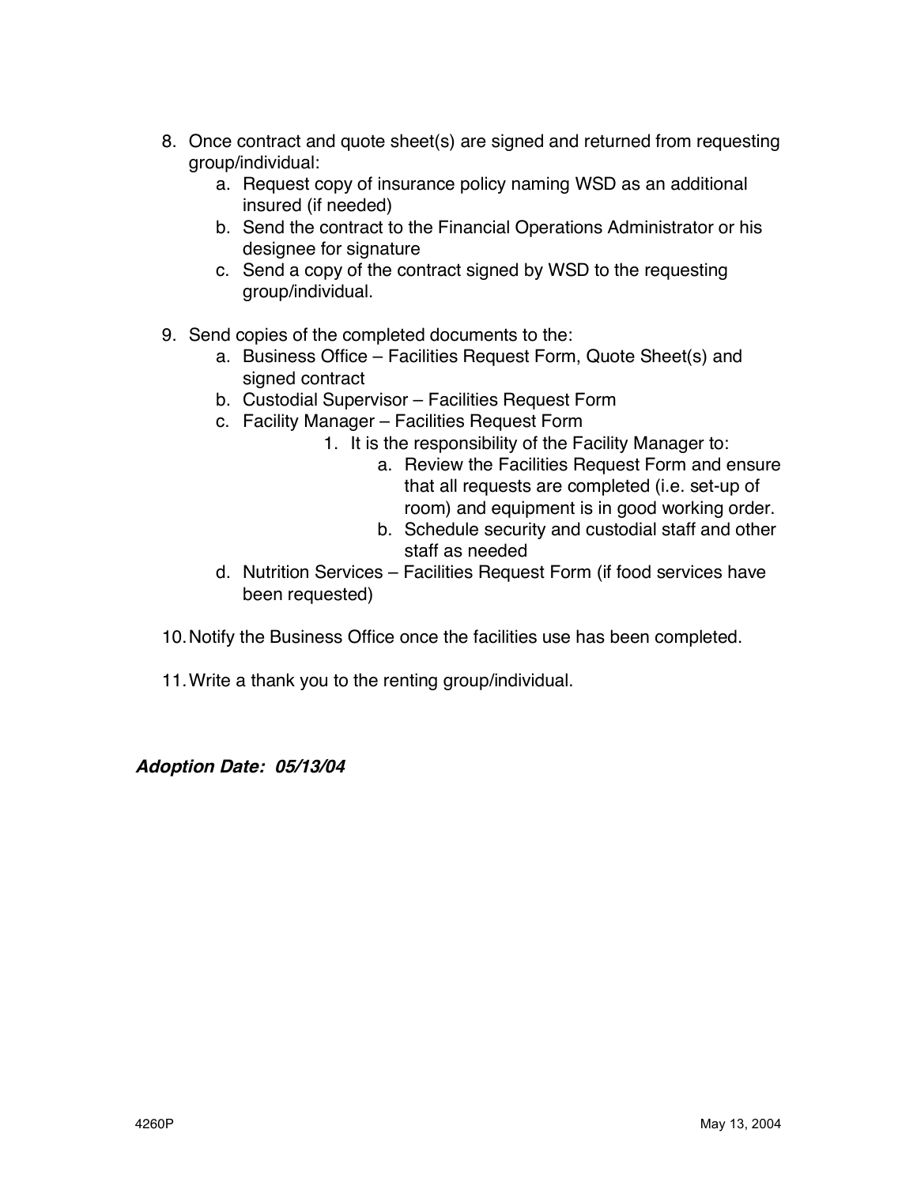8. Once contract and quote sheet(s) are signed and returned from requesting group/individual:
    a. Request copy of insurance policy naming WSD as an additional insured (if needed)
    b. Send the contract to the Financial Operations Administrator or his designee for signature
    c. Send a copy of the contract signed by WSD to the requesting group/individual.

9. Send copies of the completed documents to the:
    a. Business Office – Facilities Request Form, Quote Sheet(s) and signed contract
    b. Custodial Supervisor – Facilities Request Form
    c. Facility Manager – Facilities Request Form
        1. It is the responsibility of the Facility Manager to:
            a. Review the Facilities Request Form and ensure that all requests are completed (i.e. set-up of room) and equipment is in good working order.
            b. Schedule security and custodial staff and other staff as needed
    d. Nutrition Services – Facilities Request Form (if food services have been requested)

10. Notify the Business Office once the facilities use has been completed.

11. Write a thank you to the renting group/individual.

***Adoption Date: 05/13/04***